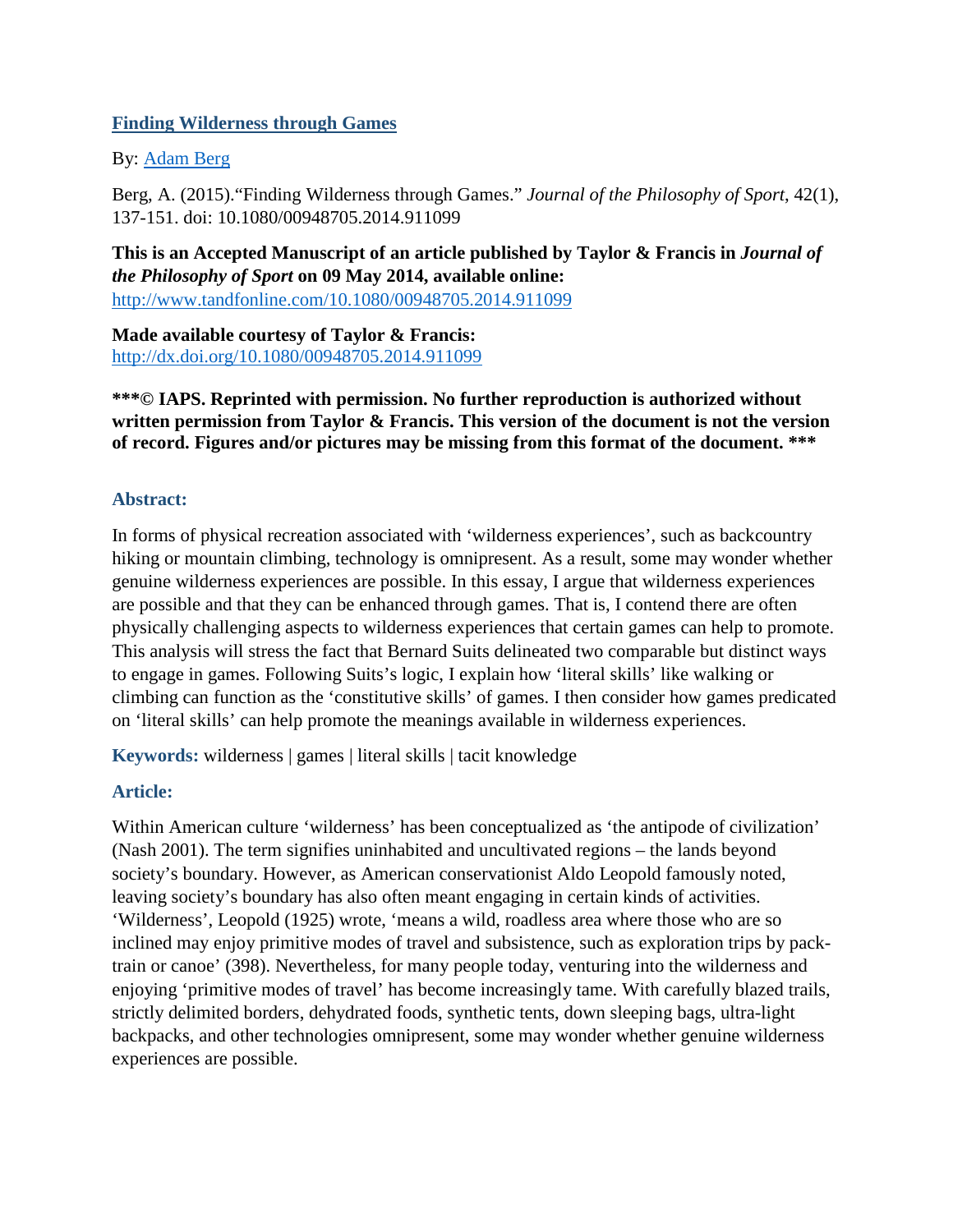# [Finding Wilderness through Games](#)

By: [Adam Berg](#)

Berg, A. (2015).“Finding Wilderness through Games.” *Journal of the Philosophy of Sport*, 42(1), 137-151. doi: 10.1080/00948705.2014.911099

**This is an Accepted Manuscript of an article published by Taylor & Francis in *Journal of the Philosophy of Sport* on 09 May 2014, available online:**
[http://www.tandfonline.com/10.1080/00948705.2014.911099](http://www.tandfonline.com/10.1080/00948705.2014.911099)

**Made available courtesy of Taylor & Francis:**
[http://dx.doi.org/10.1080/00948705.2014.911099](http://dx.doi.org/10.1080/00948705.2014.911099)

**\*\*\*© IAPS. Reprinted with permission. No further reproduction is authorized without written permission from Taylor & Francis. This version of the document is not the version of record. Figures and/or pictures may be missing from this format of the document. \*\*\***

### Abstract:

In forms of physical recreation associated with ‘wilderness experiences’, such as backcountry hiking or mountain climbing, technology is omnipresent. As a result, some may wonder whether genuine wilderness experiences are possible. In this essay, I argue that wilderness experiences are possible and that they can be enhanced through games. That is, I contend there are often physically challenging aspects to wilderness experiences that certain games can help to promote. This analysis will stress the fact that Bernard Suits delineated two comparable but distinct ways to engage in games. Following Suits’s logic, I explain how ‘literal skills’ like walking or climbing can function as the ‘constitutive skills’ of games. I then consider how games predicated on ‘literal skills’ can help promote the meanings available in wilderness experiences.

**Keywords:** wilderness | games | literal skills | tacit knowledge

### Article:

Within American culture ‘wilderness’ has been conceptualized as ‘the antipode of civilization’ (Nash 2001). The term signifies uninhabited and uncultivated regions – the lands beyond society’s boundary. However, as American conservationist Aldo Leopold famously noted, leaving society’s boundary has also often meant engaging in certain kinds of activities. ‘Wilderness’, Leopold (1925) wrote, ‘means a wild, roadless area where those who are so inclined may enjoy primitive modes of travel and subsistence, such as exploration trips by pack-train or canoe’ (398). Nevertheless, for many people today, venturing into the wilderness and enjoying ‘primitive modes of travel’ has become increasingly tame. With carefully blazed trails, strictly delimited borders, dehydrated foods, synthetic tents, down sleeping bags, ultra-light backpacks, and other technologies omnipresent, some may wonder whether genuine wilderness experiences are possible.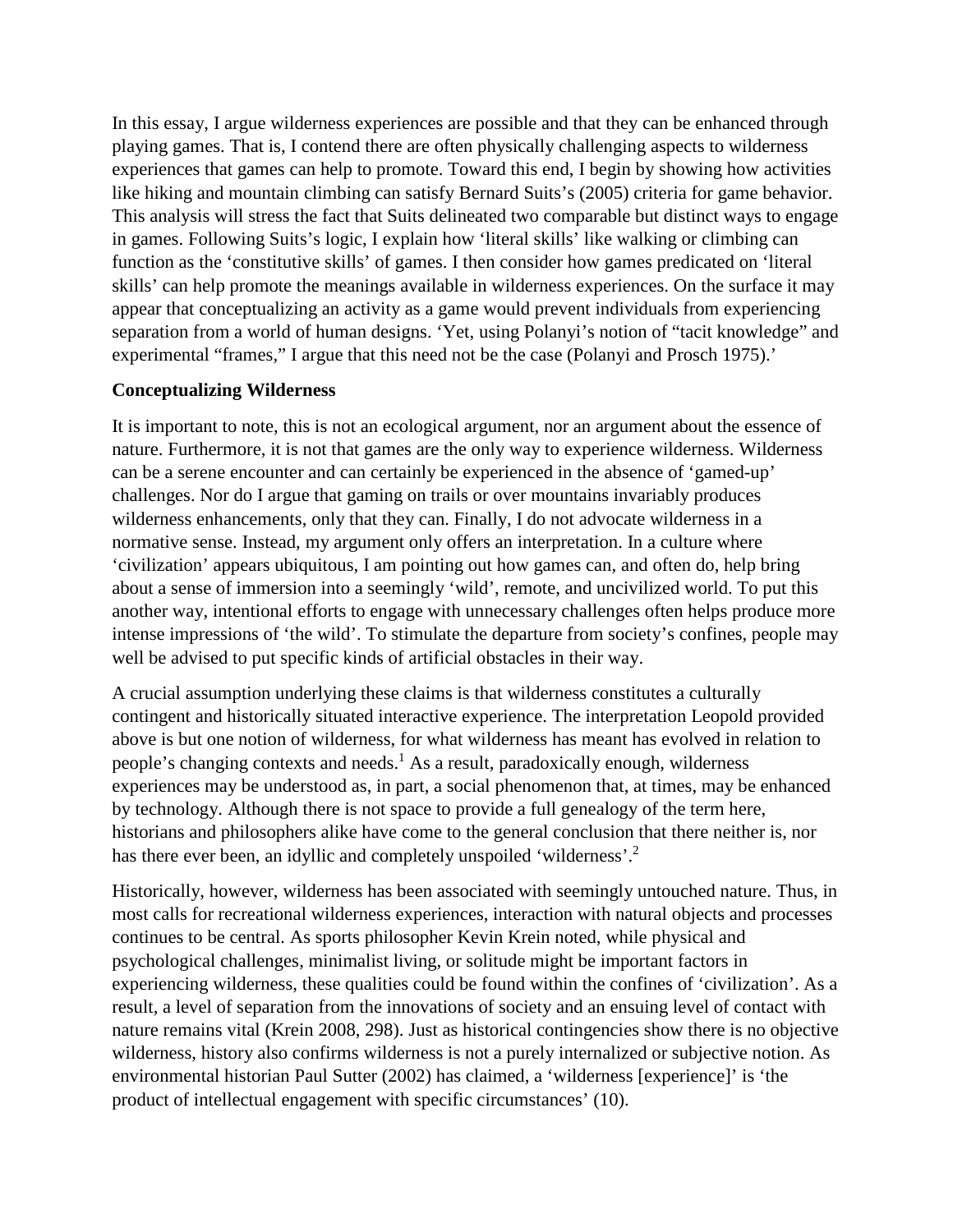In this essay, I argue wilderness experiences are possible and that they can be enhanced through playing games. That is, I contend there are often physically challenging aspects to wilderness experiences that games can help to promote. Toward this end, I begin by showing how activities like hiking and mountain climbing can satisfy Bernard Suits's (2005) criteria for game behavior. This analysis will stress the fact that Suits delineated two comparable but distinct ways to engage in games. Following Suits's logic, I explain how 'literal skills' like walking or climbing can function as the 'constitutive skills' of games. I then consider how games predicated on 'literal skills' can help promote the meanings available in wilderness experiences. On the surface it may appear that conceptualizing an activity as a game would prevent individuals from experiencing separation from a world of human designs. 'Yet, using Polanyi's notion of "tacit knowledge" and experimental "frames," I argue that this need not be the case (Polanyi and Prosch 1975).'

**Conceptualizing Wilderness**

It is important to note, this is not an ecological argument, nor an argument about the essence of nature. Furthermore, it is not that games are the only way to experience wilderness. Wilderness can be a serene encounter and can certainly be experienced in the absence of 'gamed-up' challenges. Nor do I argue that gaming on trails or over mountains invariably produces wilderness enhancements, only that they can. Finally, I do not advocate wilderness in a normative sense. Instead, my argument only offers an interpretation. In a culture where 'civilization' appears ubiquitous, I am pointing out how games can, and often do, help bring about a sense of immersion into a seemingly 'wild', remote, and uncivilized world. To put this another way, intentional efforts to engage with unnecessary challenges often helps produce more intense impressions of 'the wild'. To stimulate the departure from society's confines, people may well be advised to put specific kinds of artificial obstacles in their way.

A crucial assumption underlying these claims is that wilderness constitutes a culturally contingent and historically situated interactive experience. The interpretation Leopold provided above is but one notion of wilderness, for what wilderness has meant has evolved in relation to people's changing contexts and needs.[1] As a result, paradoxically enough, wilderness experiences may be understood as, in part, a social phenomenon that, at times, may be enhanced by technology. Although there is not space to provide a full genealogy of the term here, historians and philosophers alike have come to the general conclusion that there neither is, nor has there ever been, an idyllic and completely unspoiled 'wilderness'.[2]

Historically, however, wilderness has been associated with seemingly untouched nature. Thus, in most calls for recreational wilderness experiences, interaction with natural objects and processes continues to be central. As sports philosopher Kevin Krein noted, while physical and psychological challenges, minimalist living, or solitude might be important factors in experiencing wilderness, these qualities could be found within the confines of 'civilization'. As a result, a level of separation from the innovations of society and an ensuing level of contact with nature remains vital (Krein 2008, 298). Just as historical contingencies show there is no objective wilderness, history also confirms wilderness is not a purely internalized or subjective notion. As environmental historian Paul Sutter (2002) has claimed, a 'wilderness [experience]' is 'the product of intellectual engagement with specific circumstances' (10).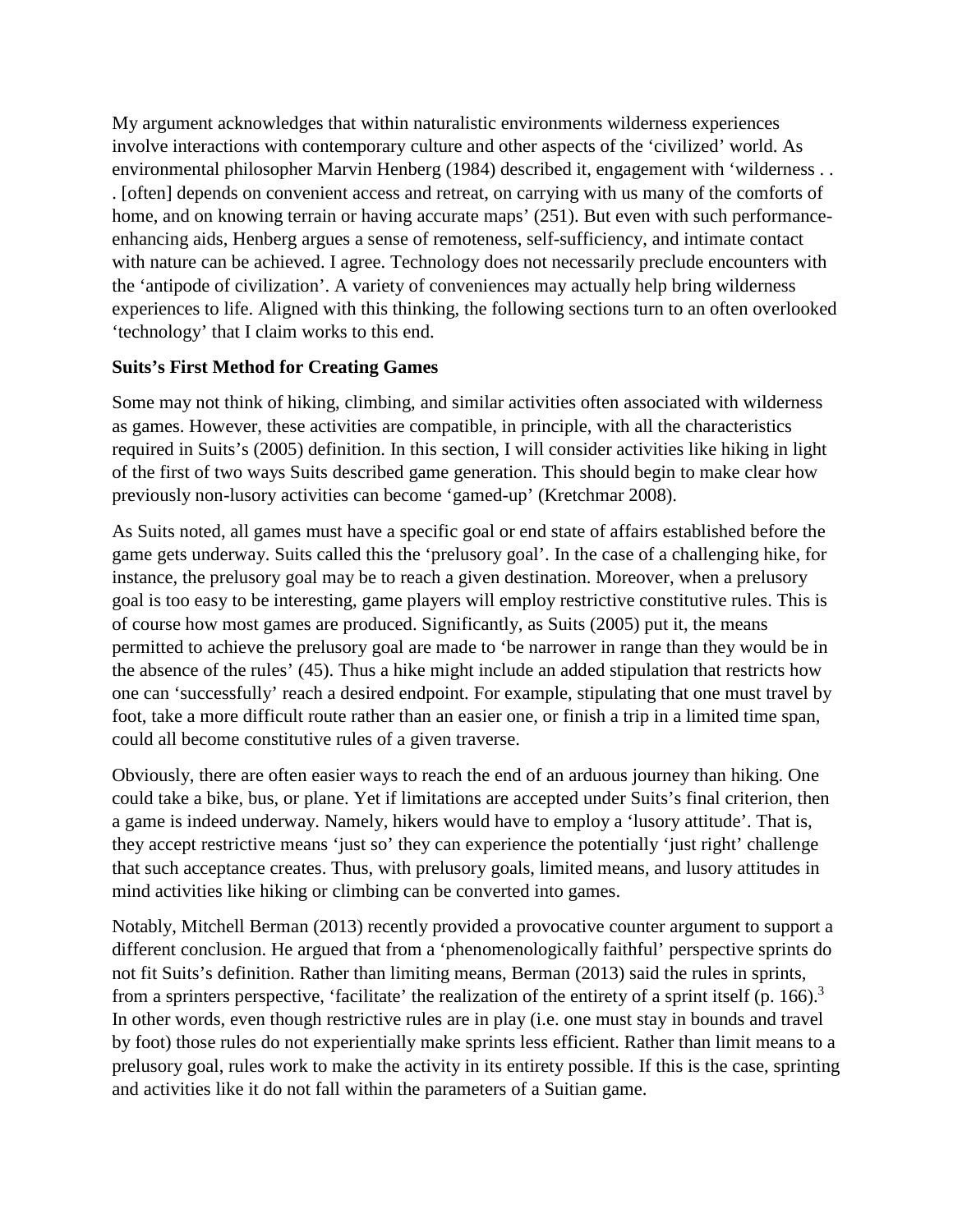My argument acknowledges that within naturalistic environments wilderness experiences involve interactions with contemporary culture and other aspects of the 'civilized' world. As environmental philosopher Marvin Henberg (1984) described it, engagement with 'wilderness . . . [often] depends on convenient access and retreat, on carrying with us many of the comforts of home, and on knowing terrain or having accurate maps' (251). But even with such performance-enhancing aids, Henberg argues a sense of remoteness, self-sufficiency, and intimate contact with nature can be achieved. I agree. Technology does not necessarily preclude encounters with the 'antipode of civilization'. A variety of conveniences may actually help bring wilderness experiences to life. Aligned with this thinking, the following sections turn to an often overlooked 'technology' that I claim works to this end.

**Suits's First Method for Creating Games**

Some may not think of hiking, climbing, and similar activities often associated with wilderness as games. However, these activities are compatible, in principle, with all the characteristics required in Suits's (2005) definition. In this section, I will consider activities like hiking in light of the first of two ways Suits described game generation. This should begin to make clear how previously non-lusory activities can become 'gamed-up' (Kretchmar 2008).

As Suits noted, all games must have a specific goal or end state of affairs established before the game gets underway. Suits called this the 'prelusory goal'. In the case of a challenging hike, for instance, the prelusory goal may be to reach a given destination. Moreover, when a prelusory goal is too easy to be interesting, game players will employ restrictive constitutive rules. This is of course how most games are produced. Significantly, as Suits (2005) put it, the means permitted to achieve the prelusory goal are made to 'be narrower in range than they would be in the absence of the rules' (45). Thus a hike might include an added stipulation that restricts how one can 'successfully' reach a desired endpoint. For example, stipulating that one must travel by foot, take a more difficult route rather than an easier one, or finish a trip in a limited time span, could all become constitutive rules of a given traverse.

Obviously, there are often easier ways to reach the end of an arduous journey than hiking. One could take a bike, bus, or plane. Yet if limitations are accepted under Suits's final criterion, then a game is indeed underway. Namely, hikers would have to employ a 'lusory attitude'. That is, they accept restrictive means 'just so' they can experience the potentially 'just right' challenge that such acceptance creates. Thus, with prelusory goals, limited means, and lusory attitudes in mind activities like hiking or climbing can be converted into games.

Notably, Mitchell Berman (2013) recently provided a provocative counter argument to support a different conclusion. He argued that from a 'phenomenologically faithful' perspective sprints do not fit Suits's definition. Rather than limiting means, Berman (2013) said the rules in sprints, from a sprinters perspective, 'facilitate' the realization of the entirety of a sprint itself (p. 166).[3] In other words, even though restrictive rules are in play (i.e. one must stay in bounds and travel by foot) those rules do not experientially make sprints less efficient. Rather than limit means to a prelusory goal, rules work to make the activity in its entirety possible. If this is the case, sprinting and activities like it do not fall within the parameters of a Suitian game.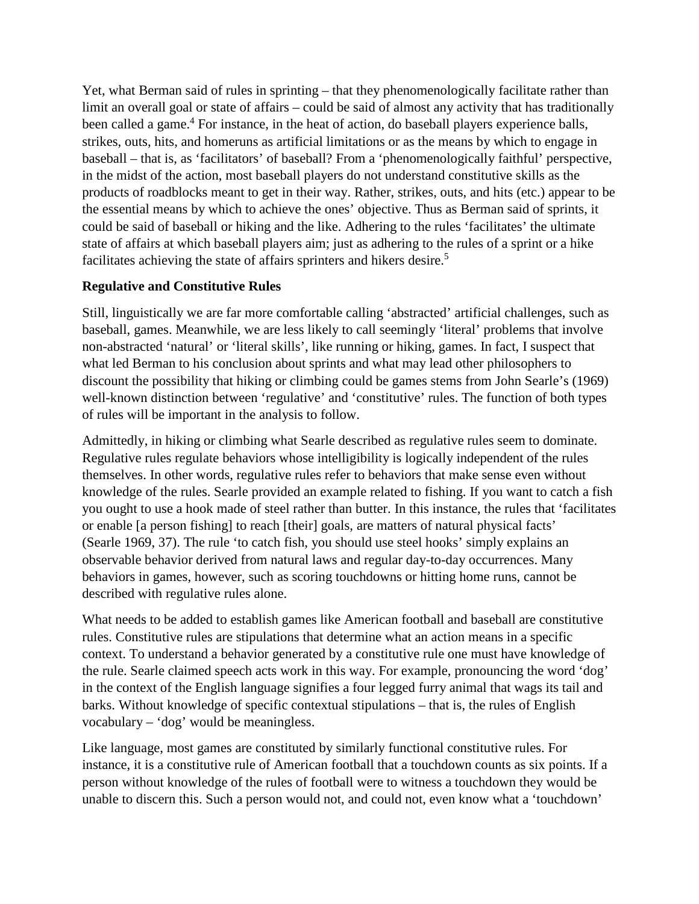Yet, what Berman said of rules in sprinting – that they phenomenologically facilitate rather than limit an overall goal or state of affairs – could be said of almost any activity that has traditionally been called a game.[4] For instance, in the heat of action, do baseball players experience balls, strikes, outs, hits, and homeruns as artificial limitations or as the means by which to engage in baseball – that is, as 'facilitators' of baseball? From a 'phenomenologically faithful' perspective, in the midst of the action, most baseball players do not understand constitutive skills as the products of roadblocks meant to get in their way. Rather, strikes, outs, and hits (etc.) appear to be the essential means by which to achieve the ones' objective. Thus as Berman said of sprints, it could be said of baseball or hiking and the like. Adhering to the rules 'facilitates' the ultimate state of affairs at which baseball players aim; just as adhering to the rules of a sprint or a hike facilitates achieving the state of affairs sprinters and hikers desire.[5]

**Regulative and Constitutive Rules**

Still, linguistically we are far more comfortable calling 'abstracted' artificial challenges, such as baseball, games. Meanwhile, we are less likely to call seemingly 'literal' problems that involve non-abstracted 'natural' or 'literal skills', like running or hiking, games. In fact, I suspect that what led Berman to his conclusion about sprints and what may lead other philosophers to discount the possibility that hiking or climbing could be games stems from John Searle's (1969) well-known distinction between 'regulative' and 'constitutive' rules. The function of both types of rules will be important in the analysis to follow.

Admittedly, in hiking or climbing what Searle described as regulative rules seem to dominate. Regulative rules regulate behaviors whose intelligibility is logically independent of the rules themselves. In other words, regulative rules refer to behaviors that make sense even without knowledge of the rules. Searle provided an example related to fishing. If you want to catch a fish you ought to use a hook made of steel rather than butter. In this instance, the rules that 'facilitates or enable [a person fishing] to reach [their] goals, are matters of natural physical facts' (Searle 1969, 37). The rule 'to catch fish, you should use steel hooks' simply explains an observable behavior derived from natural laws and regular day-to-day occurrences. Many behaviors in games, however, such as scoring touchdowns or hitting home runs, cannot be described with regulative rules alone.

What needs to be added to establish games like American football and baseball are constitutive rules. Constitutive rules are stipulations that determine what an action means in a specific context. To understand a behavior generated by a constitutive rule one must have knowledge of the rule. Searle claimed speech acts work in this way. For example, pronouncing the word 'dog' in the context of the English language signifies a four legged furry animal that wags its tail and barks. Without knowledge of specific contextual stipulations – that is, the rules of English vocabulary – 'dog' would be meaningless.

Like language, most games are constituted by similarly functional constitutive rules. For instance, it is a constitutive rule of American football that a touchdown counts as six points. If a person without knowledge of the rules of football were to witness a touchdown they would be unable to discern this. Such a person would not, and could not, even know what a 'touchdown'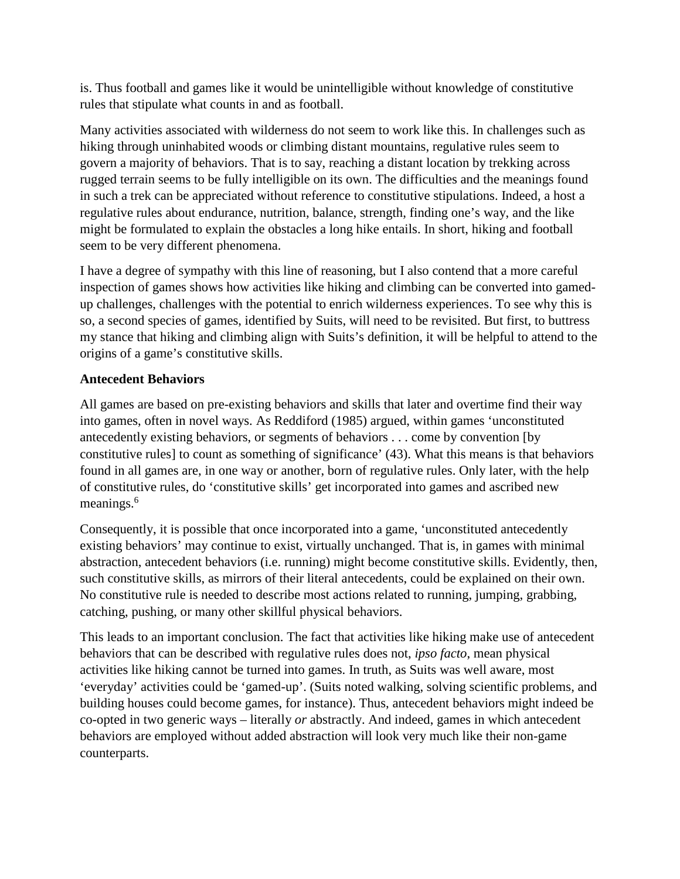is. Thus football and games like it would be unintelligible without knowledge of constitutive rules that stipulate what counts in and as football.

Many activities associated with wilderness do not seem to work like this. In challenges such as hiking through uninhabited woods or climbing distant mountains, regulative rules seem to govern a majority of behaviors. That is to say, reaching a distant location by trekking across rugged terrain seems to be fully intelligible on its own. The difficulties and the meanings found in such a trek can be appreciated without reference to constitutive stipulations. Indeed, a host a regulative rules about endurance, nutrition, balance, strength, finding one's way, and the like might be formulated to explain the obstacles a long hike entails. In short, hiking and football seem to be very different phenomena.

I have a degree of sympathy with this line of reasoning, but I also contend that a more careful inspection of games shows how activities like hiking and climbing can be converted into gamed-up challenges, challenges with the potential to enrich wilderness experiences. To see why this is so, a second species of games, identified by Suits, will need to be revisited. But first, to buttress my stance that hiking and climbing align with Suits's definition, it will be helpful to attend to the origins of a game's constitutive skills.

**Antecedent Behaviors**

All games are based on pre-existing behaviors and skills that later and overtime find their way into games, often in novel ways. As Reddiford (1985) argued, within games 'unconstituted antecedently existing behaviors, or segments of behaviors . . . come by convention [by constitutive rules] to count as something of significance' (43). What this means is that behaviors found in all games are, in one way or another, born of regulative rules. Only later, with the help of constitutive rules, do 'constitutive skills' get incorporated into games and ascribed new meanings.[6]

Consequently, it is possible that once incorporated into a game, 'unconstituted antecedently existing behaviors' may continue to exist, virtually unchanged. That is, in games with minimal abstraction, antecedent behaviors (i.e. running) might become constitutive skills. Evidently, then, such constitutive skills, as mirrors of their literal antecedents, could be explained on their own. No constitutive rule is needed to describe most actions related to running, jumping, grabbing, catching, pushing, or many other skillful physical behaviors.

This leads to an important conclusion. The fact that activities like hiking make use of antecedent behaviors that can be described with regulative rules does not, *ipso facto*, mean physical activities like hiking cannot be turned into games. In truth, as Suits was well aware, most 'everyday' activities could be 'gamed-up'. (Suits noted walking, solving scientific problems, and building houses could become games, for instance). Thus, antecedent behaviors might indeed be co-opted in two generic ways – literally *or* abstractly. And indeed, games in which antecedent behaviors are employed without added abstraction will look very much like their non-game counterparts.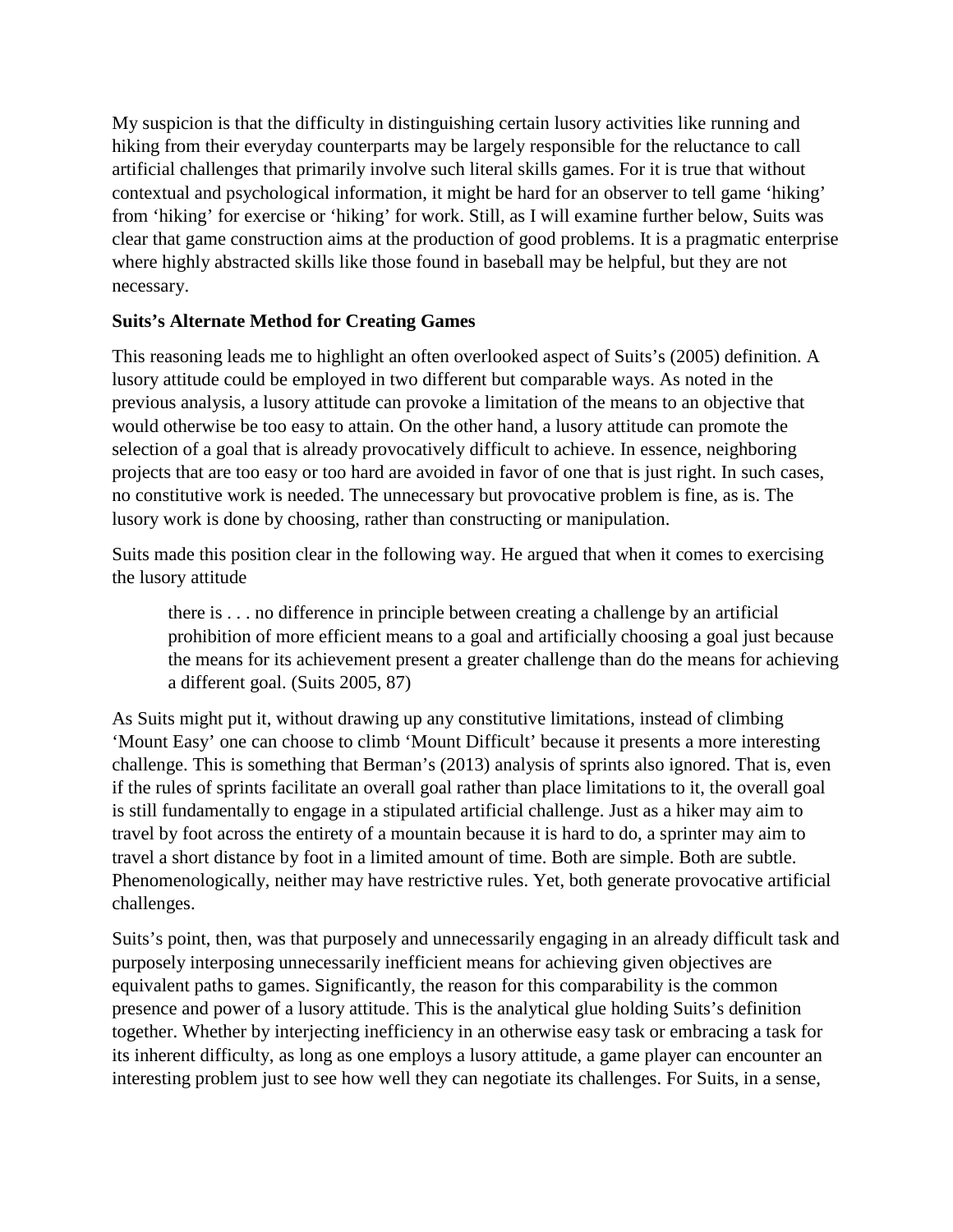My suspicion is that the difficulty in distinguishing certain lusory activities like running and hiking from their everyday counterparts may be largely responsible for the reluctance to call artificial challenges that primarily involve such literal skills games. For it is true that without contextual and psychological information, it might be hard for an observer to tell game 'hiking' from 'hiking' for exercise or 'hiking' for work. Still, as I will examine further below, Suits was clear that game construction aims at the production of good problems. It is a pragmatic enterprise where highly abstracted skills like those found in baseball may be helpful, but they are not necessary.

**Suits's Alternate Method for Creating Games**

This reasoning leads me to highlight an often overlooked aspect of Suits's (2005) definition. A lusory attitude could be employed in two different but comparable ways. As noted in the previous analysis, a lusory attitude can provoke a limitation of the means to an objective that would otherwise be too easy to attain. On the other hand, a lusory attitude can promote the selection of a goal that is already provocatively difficult to achieve. In essence, neighboring projects that are too easy or too hard are avoided in favor of one that is just right. In such cases, no constitutive work is needed. The unnecessary but provocative problem is fine, as is. The lusory work is done by choosing, rather than constructing or manipulation.

Suits made this position clear in the following way. He argued that when it comes to exercising the lusory attitude

> there is . . . no difference in principle between creating a challenge by an artificial prohibition of more efficient means to a goal and artificially choosing a goal just because the means for its achievement present a greater challenge than do the means for achieving a different goal. (Suits 2005, 87)

As Suits might put it, without drawing up any constitutive limitations, instead of climbing 'Mount Easy' one can choose to climb 'Mount Difficult' because it presents a more interesting challenge. This is something that Berman's (2013) analysis of sprints also ignored. That is, even if the rules of sprints facilitate an overall goal rather than place limitations to it, the overall goal is still fundamentally to engage in a stipulated artificial challenge. Just as a hiker may aim to travel by foot across the entirety of a mountain because it is hard to do, a sprinter may aim to travel a short distance by foot in a limited amount of time. Both are simple. Both are subtle. Phenomenologically, neither may have restrictive rules. Yet, both generate provocative artificial challenges.

Suits's point, then, was that purposely and unnecessarily engaging in an already difficult task and purposely interposing unnecessarily inefficient means for achieving given objectives are equivalent paths to games. Significantly, the reason for this comparability is the common presence and power of a lusory attitude. This is the analytical glue holding Suits's definition together. Whether by interjecting inefficiency in an otherwise easy task or embracing a task for its inherent difficulty, as long as one employs a lusory attitude, a game player can encounter an interesting problem just to see how well they can negotiate its challenges. For Suits, in a sense,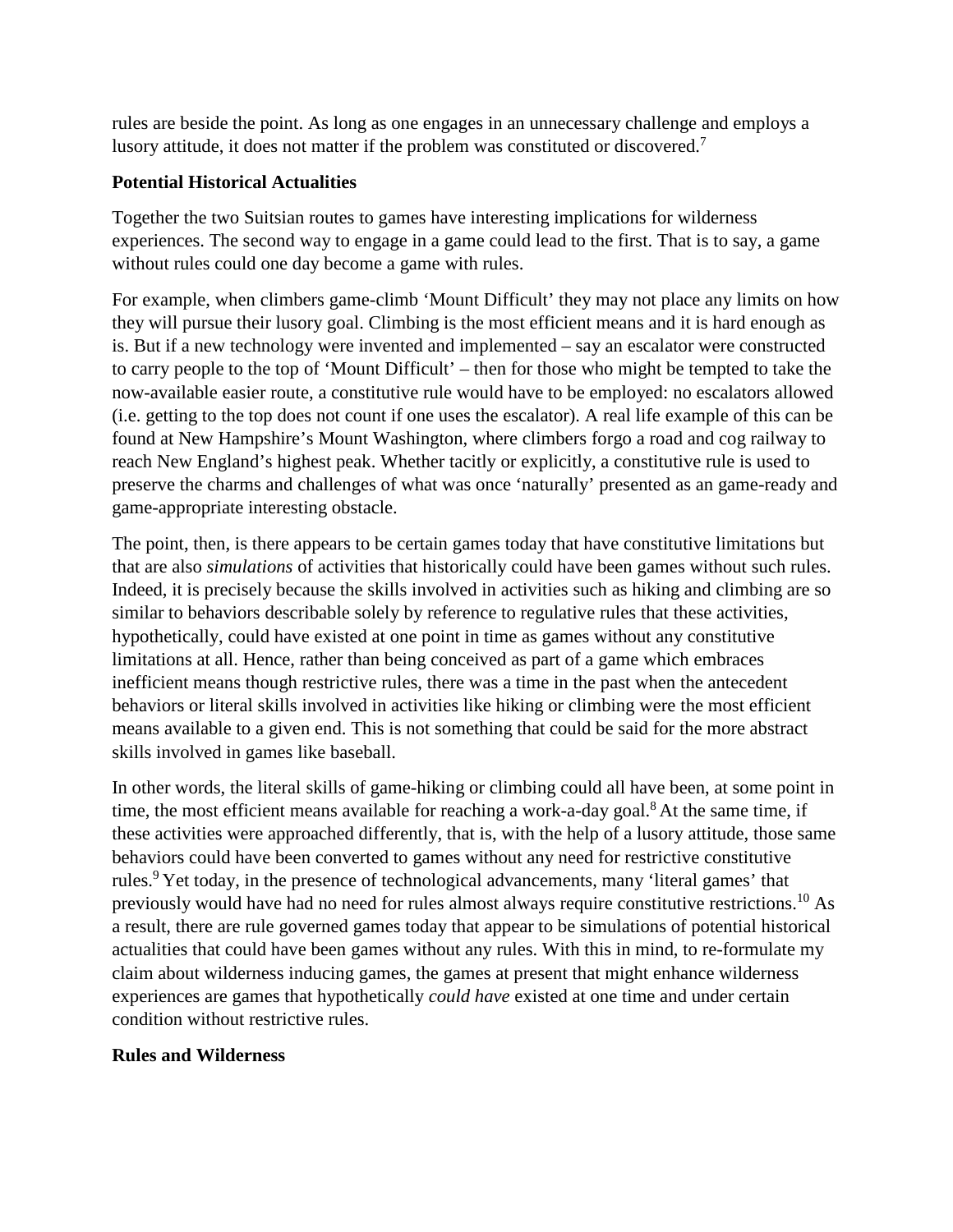rules are beside the point. As long as one engages in an unnecessary challenge and employs a lusory attitude, it does not matter if the problem was constituted or discovered.[7]

**Potential Historical Actualities**

Together the two Suitsian routes to games have interesting implications for wilderness experiences. The second way to engage in a game could lead to the first. That is to say, a game without rules could one day become a game with rules.

For example, when climbers game-climb 'Mount Difficult' they may not place any limits on how they will pursue their lusory goal. Climbing is the most efficient means and it is hard enough as is. But if a new technology were invented and implemented – say an escalator were constructed to carry people to the top of 'Mount Difficult' – then for those who might be tempted to take the now-available easier route, a constitutive rule would have to be employed: no escalators allowed (i.e. getting to the top does not count if one uses the escalator). A real life example of this can be found at New Hampshire's Mount Washington, where climbers forgo a road and cog railway to reach New England's highest peak. Whether tacitly or explicitly, a constitutive rule is used to preserve the charms and challenges of what was once 'naturally' presented as an game-ready and game-appropriate interesting obstacle.

The point, then, is there appears to be certain games today that have constitutive limitations but that are also *simulations* of activities that historically could have been games without such rules. Indeed, it is precisely because the skills involved in activities such as hiking and climbing are so similar to behaviors describable solely by reference to regulative rules that these activities, hypothetically, could have existed at one point in time as games without any constitutive limitations at all. Hence, rather than being conceived as part of a game which embraces inefficient means though restrictive rules, there was a time in the past when the antecedent behaviors or literal skills involved in activities like hiking or climbing were the most efficient means available to a given end. This is not something that could be said for the more abstract skills involved in games like baseball.

In other words, the literal skills of game-hiking or climbing could all have been, at some point in time, the most efficient means available for reaching a work-a-day goal.[8] At the same time, if these activities were approached differently, that is, with the help of a lusory attitude, those same behaviors could have been converted to games without any need for restrictive constitutive rules.[9] Yet today, in the presence of technological advancements, many 'literal games' that previously would have had no need for rules almost always require constitutive restrictions.[10] As a result, there are rule governed games today that appear to be simulations of potential historical actualities that could have been games without any rules. With this in mind, to re-formulate my claim about wilderness inducing games, the games at present that might enhance wilderness experiences are games that hypothetically *could have* existed at one time and under certain condition without restrictive rules.

**Rules and Wilderness**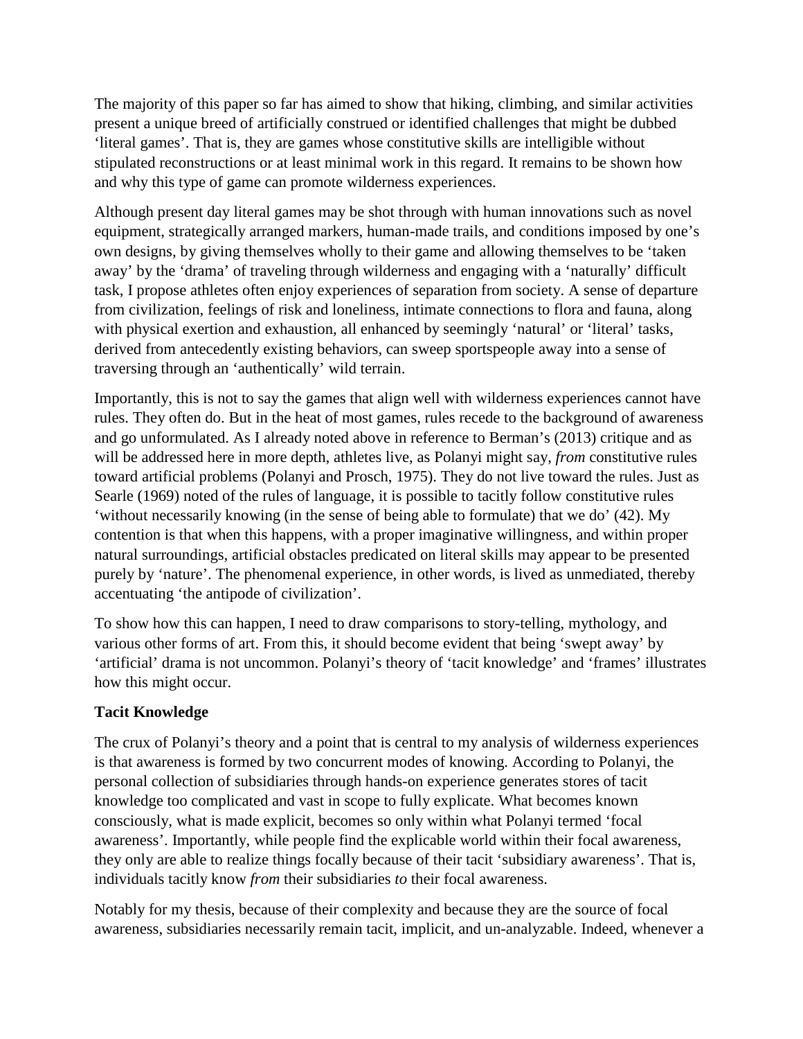The majority of this paper so far has aimed to show that hiking, climbing, and similar activities present a unique breed of artificially construed or identified challenges that might be dubbed 'literal games'. That is, they are games whose constitutive skills are intelligible without stipulated reconstructions or at least minimal work in this regard. It remains to be shown how and why this type of game can promote wilderness experiences.

Although present day literal games may be shot through with human innovations such as novel equipment, strategically arranged markers, human-made trails, and conditions imposed by one's own designs, by giving themselves wholly to their game and allowing themselves to be 'taken away' by the 'drama' of traveling through wilderness and engaging with a 'naturally' difficult task, I propose athletes often enjoy experiences of separation from society. A sense of departure from civilization, feelings of risk and loneliness, intimate connections to flora and fauna, along with physical exertion and exhaustion, all enhanced by seemingly 'natural' or 'literal' tasks, derived from antecedently existing behaviors, can sweep sportspeople away into a sense of traversing through an 'authentically' wild terrain.

Importantly, this is not to say the games that align well with wilderness experiences cannot have rules. They often do. But in the heat of most games, rules recede to the background of awareness and go unformulated. As I already noted above in reference to Berman's (2013) critique and as will be addressed here in more depth, athletes live, as Polanyi might say, *from* constitutive rules toward artificial problems (Polanyi and Prosch, 1975). They do not live toward the rules. Just as Searle (1969) noted of the rules of language, it is possible to tacitly follow constitutive rules 'without necessarily knowing (in the sense of being able to formulate) that we do' (42). My contention is that when this happens, with a proper imaginative willingness, and within proper natural surroundings, artificial obstacles predicated on literal skills may appear to be presented purely by 'nature'. The phenomenal experience, in other words, is lived as unmediated, thereby accentuating 'the antipode of civilization'.

To show how this can happen, I need to draw comparisons to story-telling, mythology, and various other forms of art. From this, it should become evident that being 'swept away' by 'artificial' drama is not uncommon. Polanyi's theory of 'tacit knowledge' and 'frames' illustrates how this might occur.

**Tacit Knowledge**

The crux of Polanyi's theory and a point that is central to my analysis of wilderness experiences is that awareness is formed by two concurrent modes of knowing. According to Polanyi, the personal collection of subsidiaries through hands-on experience generates stores of tacit knowledge too complicated and vast in scope to fully explicate. What becomes known consciously, what is made explicit, becomes so only within what Polanyi termed 'focal awareness'. Importantly, while people find the explicable world within their focal awareness, they only are able to realize things focally because of their tacit 'subsidiary awareness'. That is, individuals tacitly know *from* their subsidiaries *to* their focal awareness.

Notably for my thesis, because of their complexity and because they are the source of focal awareness, subsidiaries necessarily remain tacit, implicit, and un-analyzable. Indeed, whenever a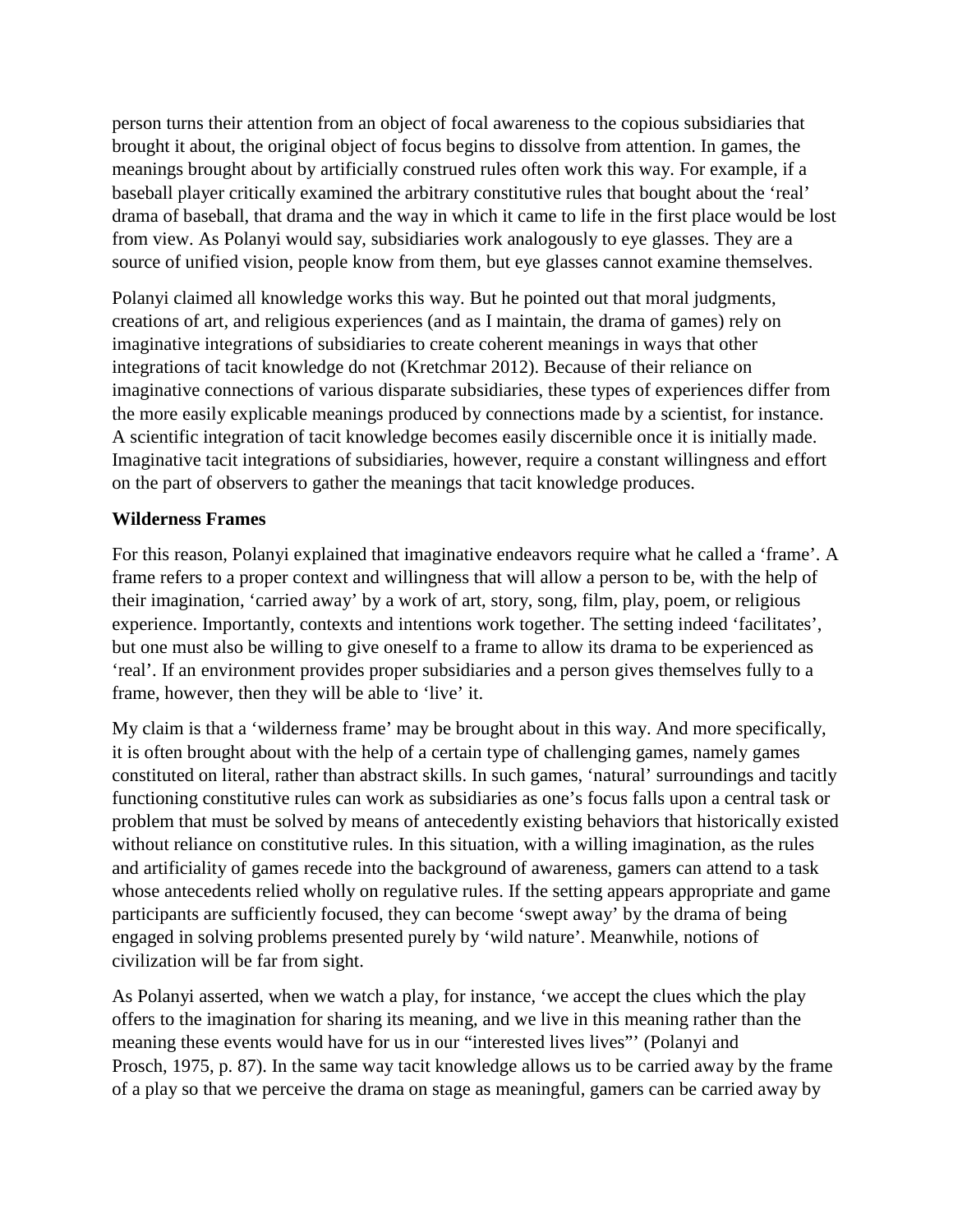person turns their attention from an object of focal awareness to the copious subsidiaries that brought it about, the original object of focus begins to dissolve from attention. In games, the meanings brought about by artificially construed rules often work this way. For example, if a baseball player critically examined the arbitrary constitutive rules that bought about the 'real' drama of baseball, that drama and the way in which it came to life in the first place would be lost from view. As Polanyi would say, subsidiaries work analogously to eye glasses. They are a source of unified vision, people know from them, but eye glasses cannot examine themselves.

Polanyi claimed all knowledge works this way. But he pointed out that moral judgments, creations of art, and religious experiences (and as I maintain, the drama of games) rely on imaginative integrations of subsidiaries to create coherent meanings in ways that other integrations of tacit knowledge do not (Kretchmar 2012). Because of their reliance on imaginative connections of various disparate subsidiaries, these types of experiences differ from the more easily explicable meanings produced by connections made by a scientist, for instance. A scientific integration of tacit knowledge becomes easily discernible once it is initially made. Imaginative tacit integrations of subsidiaries, however, require a constant willingness and effort on the part of observers to gather the meanings that tacit knowledge produces.

**Wilderness Frames**

For this reason, Polanyi explained that imaginative endeavors require what he called a 'frame'. A frame refers to a proper context and willingness that will allow a person to be, with the help of their imagination, 'carried away' by a work of art, story, song, film, play, poem, or religious experience. Importantly, contexts and intentions work together. The setting indeed 'facilitates', but one must also be willing to give oneself to a frame to allow its drama to be experienced as 'real'. If an environment provides proper subsidiaries and a person gives themselves fully to a frame, however, then they will be able to 'live' it.

My claim is that a 'wilderness frame' may be brought about in this way. And more specifically, it is often brought about with the help of a certain type of challenging games, namely games constituted on literal, rather than abstract skills. In such games, 'natural' surroundings and tacitly functioning constitutive rules can work as subsidiaries as one's focus falls upon a central task or problem that must be solved by means of antecedently existing behaviors that historically existed without reliance on constitutive rules. In this situation, with a willing imagination, as the rules and artificiality of games recede into the background of awareness, gamers can attend to a task whose antecedents relied wholly on regulative rules. If the setting appears appropriate and game participants are sufficiently focused, they can become 'swept away' by the drama of being engaged in solving problems presented purely by 'wild nature'. Meanwhile, notions of civilization will be far from sight.

As Polanyi asserted, when we watch a play, for instance, 'we accept the clues which the play offers to the imagination for sharing its meaning, and we live in this meaning rather than the meaning these events would have for us in our "interested lives lives"' (Polanyi and Prosch, 1975, p. 87). In the same way tacit knowledge allows us to be carried away by the frame of a play so that we perceive the drama on stage as meaningful, gamers can be carried away by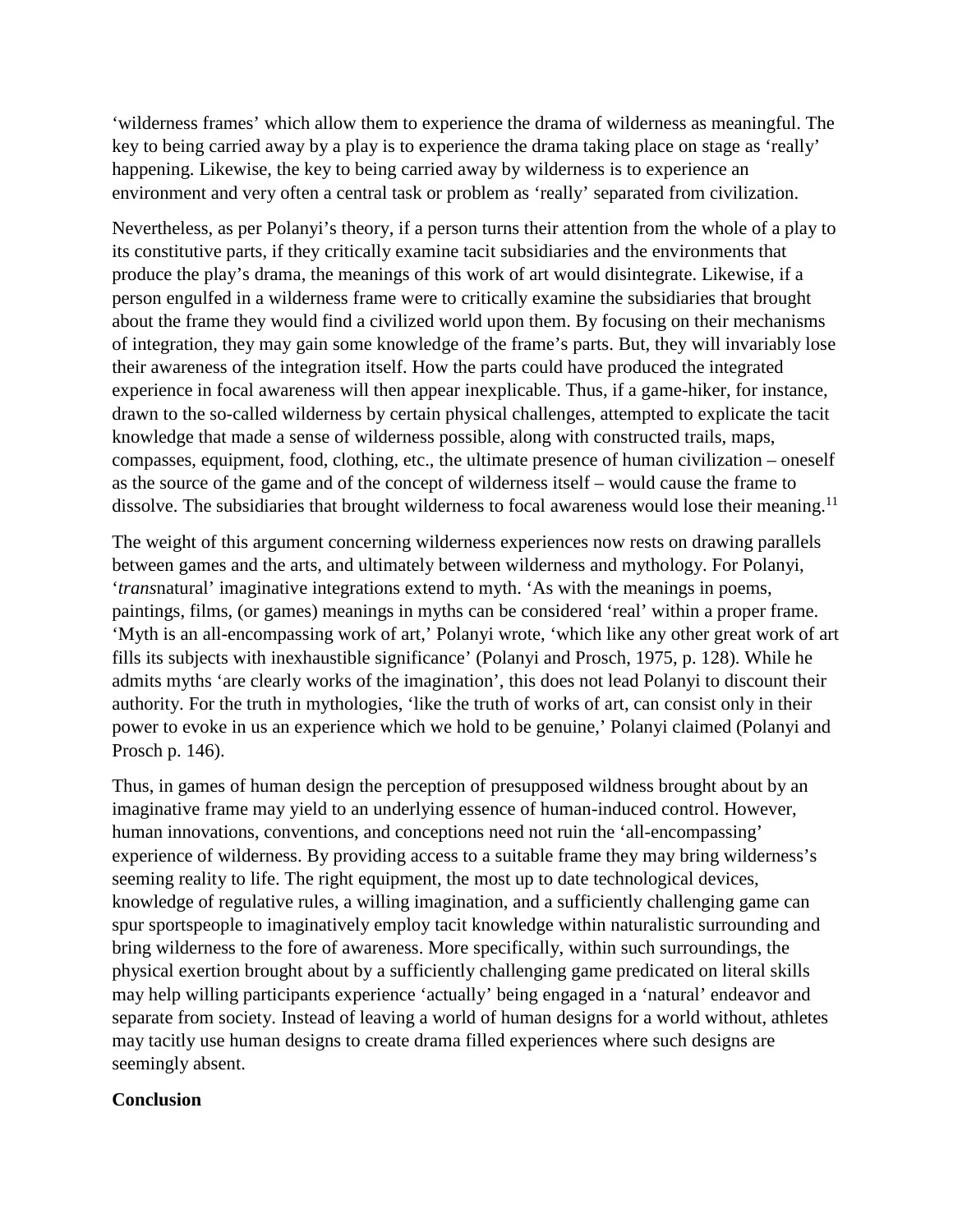'wilderness frames' which allow them to experience the drama of wilderness as meaningful. The key to being carried away by a play is to experience the drama taking place on stage as 'really' happening. Likewise, the key to being carried away by wilderness is to experience an environment and very often a central task or problem as 'really' separated from civilization.

Nevertheless, as per Polanyi's theory, if a person turns their attention from the whole of a play to its constitutive parts, if they critically examine tacit subsidiaries and the environments that produce the play's drama, the meanings of this work of art would disintegrate. Likewise, if a person engulfed in a wilderness frame were to critically examine the subsidiaries that brought about the frame they would find a civilized world upon them. By focusing on their mechanisms of integration, they may gain some knowledge of the frame's parts. But, they will invariably lose their awareness of the integration itself. How the parts could have produced the integrated experience in focal awareness will then appear inexplicable. Thus, if a game-hiker, for instance, drawn to the so-called wilderness by certain physical challenges, attempted to explicate the tacit knowledge that made a sense of wilderness possible, along with constructed trails, maps, compasses, equipment, food, clothing, etc., the ultimate presence of human civilization – oneself as the source of the game and of the concept of wilderness itself – would cause the frame to dissolve. The subsidiaries that brought wilderness to focal awareness would lose their meaning.[11]

The weight of this argument concerning wilderness experiences now rests on drawing parallels between games and the arts, and ultimately between wilderness and mythology. For Polanyi, '*trans*natural' imaginative integrations extend to myth. 'As with the meanings in poems, paintings, films, (or games) meanings in myths can be considered 'real' within a proper frame. 'Myth is an all-encompassing work of art,' Polanyi wrote, 'which like any other great work of art fills its subjects with inexhaustible significance' (Polanyi and Prosch, 1975, p. 128). While he admits myths 'are clearly works of the imagination', this does not lead Polanyi to discount their authority. For the truth in mythologies, 'like the truth of works of art, can consist only in their power to evoke in us an experience which we hold to be genuine,' Polanyi claimed (Polanyi and Prosch p. 146).

Thus, in games of human design the perception of presupposed wildness brought about by an imaginative frame may yield to an underlying essence of human-induced control. However, human innovations, conventions, and conceptions need not ruin the 'all-encompassing' experience of wilderness. By providing access to a suitable frame they may bring wilderness's seeming reality to life. The right equipment, the most up to date technological devices, knowledge of regulative rules, a willing imagination, and a sufficiently challenging game can spur sportspeople to imaginatively employ tacit knowledge within naturalistic surrounding and bring wilderness to the fore of awareness. More specifically, within such surroundings, the physical exertion brought about by a sufficiently challenging game predicated on literal skills may help willing participants experience 'actually' being engaged in a 'natural' endeavor and separate from society. Instead of leaving a world of human designs for a world without, athletes may tacitly use human designs to create drama filled experiences where such designs are seemingly absent.

**Conclusion**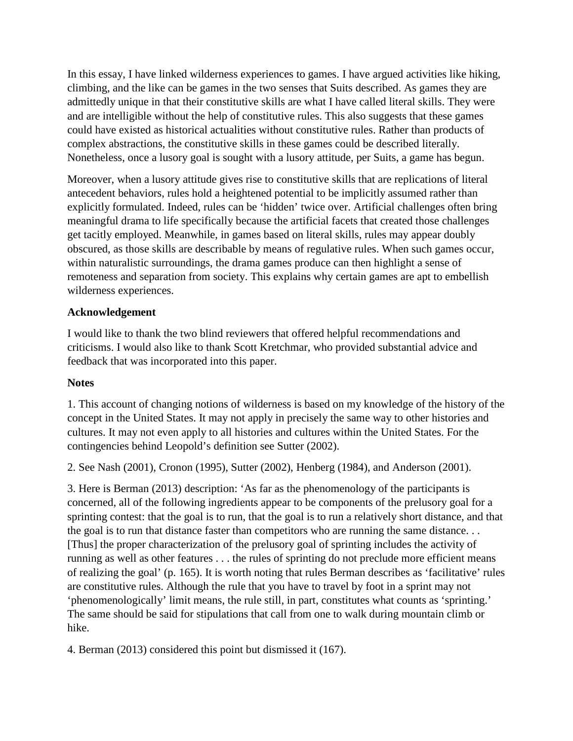In this essay, I have linked wilderness experiences to games. I have argued activities like hiking, climbing, and the like can be games in the two senses that Suits described. As games they are admittedly unique in that their constitutive skills are what I have called literal skills. They were and are intelligible without the help of constitutive rules. This also suggests that these games could have existed as historical actualities without constitutive rules. Rather than products of complex abstractions, the constitutive skills in these games could be described literally. Nonetheless, once a lusory goal is sought with a lusory attitude, per Suits, a game has begun.

Moreover, when a lusory attitude gives rise to constitutive skills that are replications of literal antecedent behaviors, rules hold a heightened potential to be implicitly assumed rather than explicitly formulated. Indeed, rules can be 'hidden' twice over. Artificial challenges often bring meaningful drama to life specifically because the artificial facets that created those challenges get tacitly employed. Meanwhile, in games based on literal skills, rules may appear doubly obscured, as those skills are describable by means of regulative rules. When such games occur, within naturalistic surroundings, the drama games produce can then highlight a sense of remoteness and separation from society. This explains why certain games are apt to embellish wilderness experiences.

**Acknowledgement**

I would like to thank the two blind reviewers that offered helpful recommendations and criticisms. I would also like to thank Scott Kretchmar, who provided substantial advice and feedback that was incorporated into this paper.

**Notes**

1. This account of changing notions of wilderness is based on my knowledge of the history of the concept in the United States. It may not apply in precisely the same way to other histories and cultures. It may not even apply to all histories and cultures within the United States. For the contingencies behind Leopold's definition see Sutter (2002).

2. See Nash (2001), Cronon (1995), Sutter (2002), Henberg (1984), and Anderson (2001).

3. Here is Berman (2013) description: 'As far as the phenomenology of the participants is concerned, all of the following ingredients appear to be components of the prelusory goal for a sprinting contest: that the goal is to run, that the goal is to run a relatively short distance, and that the goal is to run that distance faster than competitors who are running the same distance. . . [Thus] the proper characterization of the prelusory goal of sprinting includes the activity of running as well as other features . . . the rules of sprinting do not preclude more efficient means of realizing the goal' (p. 165). It is worth noting that rules Berman describes as 'facilitative' rules are constitutive rules. Although the rule that you have to travel by foot in a sprint may not 'phenomenologically' limit means, the rule still, in part, constitutes what counts as 'sprinting.' The same should be said for stipulations that call from one to walk during mountain climb or hike.

4. Berman (2013) considered this point but dismissed it (167).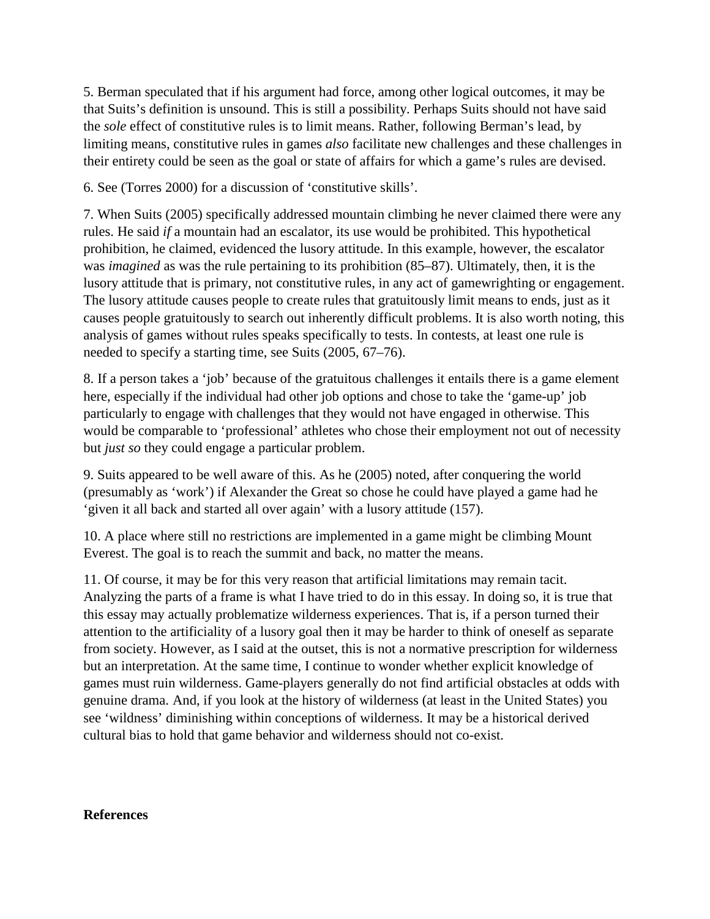5. Berman speculated that if his argument had force, among other logical outcomes, it may be that Suits's definition is unsound. This is still a possibility. Perhaps Suits should not have said the *sole* effect of constitutive rules is to limit means. Rather, following Berman's lead, by limiting means, constitutive rules in games *also* facilitate new challenges and these challenges in their entirety could be seen as the goal or state of affairs for which a game's rules are devised.

6. See (Torres 2000) for a discussion of 'constitutive skills'.

7. When Suits (2005) specifically addressed mountain climbing he never claimed there were any rules. He said *if* a mountain had an escalator, its use would be prohibited. This hypothetical prohibition, he claimed, evidenced the lusory attitude. In this example, however, the escalator was *imagined* as was the rule pertaining to its prohibition (85–87). Ultimately, then, it is the lusory attitude that is primary, not constitutive rules, in any act of gamewrighting or engagement. The lusory attitude causes people to create rules that gratuitously limit means to ends, just as it causes people gratuitously to search out inherently difficult problems. It is also worth noting, this analysis of games without rules speaks specifically to tests. In contests, at least one rule is needed to specify a starting time, see Suits (2005, 67–76).

8. If a person takes a 'job' because of the gratuitous challenges it entails there is a game element here, especially if the individual had other job options and chose to take the 'game-up' job particularly to engage with challenges that they would not have engaged in otherwise. This would be comparable to 'professional' athletes who chose their employment not out of necessity but *just so* they could engage a particular problem.

9. Suits appeared to be well aware of this. As he (2005) noted, after conquering the world (presumably as 'work') if Alexander the Great so chose he could have played a game had he 'given it all back and started all over again' with a lusory attitude (157).

10. A place where still no restrictions are implemented in a game might be climbing Mount Everest. The goal is to reach the summit and back, no matter the means.

11. Of course, it may be for this very reason that artificial limitations may remain tacit. Analyzing the parts of a frame is what I have tried to do in this essay. In doing so, it is true that this essay may actually problematize wilderness experiences. That is, if a person turned their attention to the artificiality of a lusory goal then it may be harder to think of oneself as separate from society. However, as I said at the outset, this is not a normative prescription for wilderness but an interpretation. At the same time, I continue to wonder whether explicit knowledge of games must ruin wilderness. Game-players generally do not find artificial obstacles at odds with genuine drama. And, if you look at the history of wilderness (at least in the United States) you see 'wildness' diminishing within conceptions of wilderness. It may be a historical derived cultural bias to hold that game behavior and wilderness should not co-exist.

**References**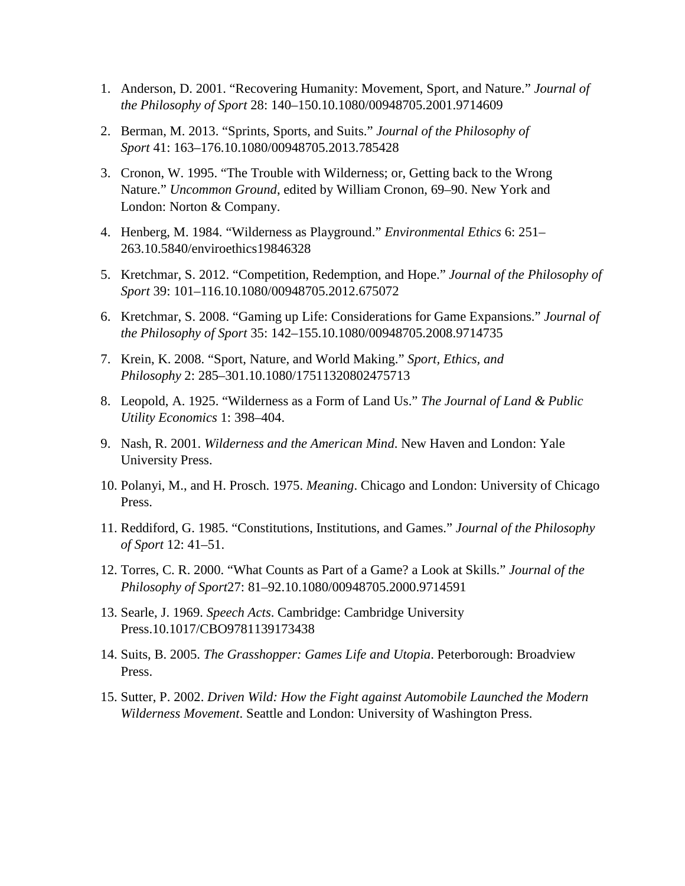1. Anderson, D. 2001. “Recovering Humanity: Movement, Sport, and Nature.” *Journal of the Philosophy of Sport* 28: 140–150.10.1080/00948705.2001.9714609
2. Berman, M. 2013. “Sprints, Sports, and Suits.” *Journal of the Philosophy of Sport* 41: 163–176.10.1080/00948705.2013.785428
3. Cronon, W. 1995. “The Trouble with Wilderness; or, Getting back to the Wrong Nature.” *Uncommon Ground*, edited by William Cronon, 69–90. New York and London: Norton & Company.
4. Henberg, M. 1984. “Wilderness as Playground.” *Environmental Ethics* 6: 251–263.10.5840/enviroethics19846328
5. Kretchmar, S. 2012. “Competition, Redemption, and Hope.” *Journal of the Philosophy of Sport* 39: 101–116.10.1080/00948705.2012.675072
6. Kretchmar, S. 2008. “Gaming up Life: Considerations for Game Expansions.” *Journal of the Philosophy of Sport* 35: 142–155.10.1080/00948705.2008.9714735
7. Krein, K. 2008. “Sport, Nature, and World Making.” *Sport, Ethics, and Philosophy* 2: 285–301.10.1080/17511320802475713
8. Leopold, A. 1925. “Wilderness as a Form of Land Us.” *The Journal of Land & Public Utility Economics* 1: 398–404.
9. Nash, R. 2001. *Wilderness and the American Mind*. New Haven and London: Yale University Press.
10. Polanyi, M., and H. Prosch. 1975. *Meaning*. Chicago and London: University of Chicago Press.
11. Reddiford, G. 1985. “Constitutions, Institutions, and Games.” *Journal of the Philosophy of Sport* 12: 41–51.
12. Torres, C. R. 2000. “What Counts as Part of a Game? a Look at Skills.” *Journal of the Philosophy of Sport*27: 81–92.10.1080/00948705.2000.9714591
13. Searle, J. 1969. *Speech Acts*. Cambridge: Cambridge University Press.10.1017/CBO9781139173438
14. Suits, B. 2005. *The Grasshopper: Games Life and Utopia*. Peterborough: Broadview Press.
15. Sutter, P. 2002. *Driven Wild: How the Fight against Automobile Launched the Modern Wilderness Movement*. Seattle and London: University of Washington Press.